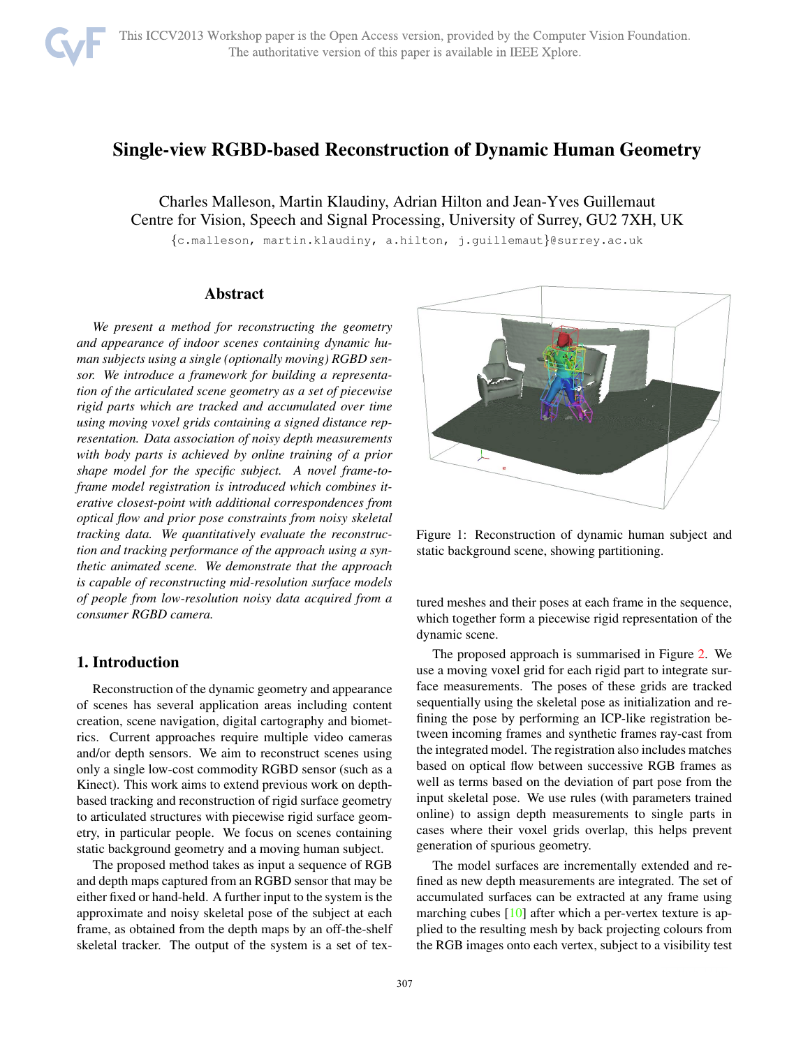# Single-view RGBD-based Reconstruction of Dynamic Human Geometry

Charles Malleson, Martin Klaudiny, Adrian Hilton and Jean-Yves Guillemaut
Centre for Vision, Speech and Signal Processing, University of Surrey, GU2 7XH, UK

{c.malleson, martin.klaudiny, a.hilton, j.guillemaut}@surrey.ac.uk

## Abstract

*We present a method for reconstructing the geometry and appearance of indoor scenes containing dynamic human subjects using a single (optionally moving) RGBD sensor. We introduce a framework for building a representation of the articulated scene geometry as a set of piecewise rigid parts which are tracked and accumulated over time using moving voxel grids containing a signed distance representation. Data association of noisy depth measurements with body parts is achieved by online training of a prior shape model for the specific subject. A novel frame-to-frame model registration is introduced which combines iterative closest-point with additional correspondences from optical flow and prior pose constraints from noisy skeletal tracking data. We quantitatively evaluate the reconstruction and tracking performance of the approach using a synthetic animated scene. We demonstrate that the approach is capable of reconstructing mid-resolution surface models of people from low-resolution noisy data acquired from a consumer RGBD camera.*

Figure 1: Reconstruction of dynamic human subject and static background scene, showing partitioning.

## 1. Introduction

Reconstruction of the dynamic geometry and appearance of scenes has several application areas including content creation, scene navigation, digital cartography and biometrics. Current approaches require multiple video cameras and/or depth sensors. We aim to reconstruct scenes using only a single low-cost commodity RGBD sensor (such as a Kinect). This work aims to extend previous work on depth-based tracking and reconstruction of rigid surface geometry to articulated structures with piecewise rigid surface geometry, in particular people. We focus on scenes containing static background geometry and a moving human subject.

The proposed method takes as input a sequence of RGB and depth maps captured from an RGBD sensor that may be either fixed or hand-held. A further input to the system is the approximate and noisy skeletal pose of the subject at each frame, as obtained from the depth maps by an off-the-shelf skeletal tracker. The output of the system is a set of textured meshes and their poses at each frame in the sequence, which together form a piecewise rigid representation of the dynamic scene.

The proposed approach is summarised in Figure 2. We use a moving voxel grid for each rigid part to integrate surface measurements. The poses of these grids are tracked sequentially using the skeletal pose as initialization and refining the pose by performing an ICP-like registration between incoming frames and synthetic frames ray-cast from the integrated model. The registration also includes matches based on optical flow between successive RGB frames as well as terms based on the deviation of part pose from the input skeletal pose. We use rules (with parameters trained online) to assign depth measurements to single parts in cases where their voxel grids overlap, this helps prevent generation of spurious geometry.

The model surfaces are incrementally extended and refined as new depth measurements are integrated. The set of accumulated surfaces can be extracted at any frame using marching cubes [10] after which a per-vertex texture is applied to the resulting mesh by back projecting colours from the RGB images onto each vertex, subject to a visibility test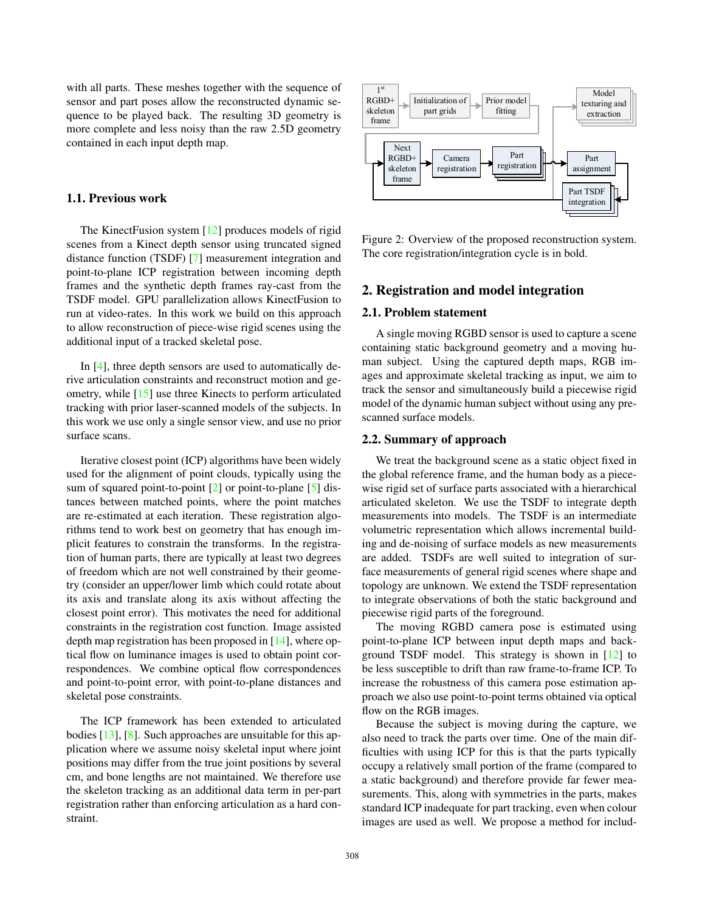with all parts. These meshes together with the sequence of sensor and part poses allow the reconstructed dynamic sequence to be played back. The resulting 3D geometry is more complete and less noisy than the raw 2.5D geometry contained in each input depth map.

### 1.1. Previous work

The KinectFusion system [12] produces models of rigid scenes from a Kinect depth sensor using truncated signed distance function (TSDF) [7] measurement integration and point-to-plane ICP registration between incoming depth frames and the synthetic depth frames ray-cast from the TSDF model. GPU parallelization allows KinectFusion to run at video-rates. In this work we build on this approach to allow reconstruction of piece-wise rigid scenes using the additional input of a tracked skeletal pose.

In [4], three depth sensors are used to automatically derive articulation constraints and reconstruct motion and geometry, while [15] use three Kinects to perform articulated tracking with prior laser-scanned models of the subjects. In this work we use only a single sensor view, and use no prior surface scans.

Iterative closest point (ICP) algorithms have been widely used for the alignment of point clouds, typically using the sum of squared point-to-point [2] or point-to-plane [5] distances between matched points, where the point matches are re-estimated at each iteration. These registration algorithms tend to work best on geometry that has enough implicit features to constrain the transforms. In the registration of human parts, there are typically at least two degrees of freedom which are not well constrained by their geometry (consider an upper/lower limb which could rotate about its axis and translate along its axis without affecting the closest point error). This motivates the need for additional constraints in the registration cost function. Image assisted depth map registration has been proposed in [14], where optical flow on luminance images is used to obtain point correspondences. We combine optical flow correspondences and point-to-point error, with point-to-plane distances and skeletal pose constraints.

The ICP framework has been extended to articulated bodies [13], [8]. Such approaches are unsuitable for this application where we assume noisy skeletal input where joint positions may differ from the true joint positions by several cm, and bone lengths are not maintained. We therefore use the skeleton tracking as an additional data term in per-part registration rather than enforcing articulation as a hard constraint.

Figure 2: Overview of the proposed reconstruction system. The core registration/integration cycle is in bold.

## 2. Registration and model integration

### 2.1. Problem statement

A single moving RGBD sensor is used to capture a scene containing static background geometry and a moving human subject. Using the captured depth maps, RGB images and approximate skeletal tracking as input, we aim to track the sensor and simultaneously build a piecewise rigid model of the dynamic human subject without using any prescanned surface models.

### 2.2. Summary of approach

We treat the background scene as a static object fixed in the global reference frame, and the human body as a piecewise rigid set of surface parts associated with a hierarchical articulated skeleton. We use the TSDF to integrate depth measurements into models. The TSDF is an intermediate volumetric representation which allows incremental building and de-noising of surface models as new measurements are added. TSDFs are well suited to integration of surface measurements of general rigid scenes where shape and topology are unknown. We extend the TSDF representation to integrate observations of both the static background and piecewise rigid parts of the foreground.

The moving RGBD camera pose is estimated using point-to-plane ICP between input depth maps and background TSDF model. This strategy is shown in [12] to be less susceptible to drift than raw frame-to-frame ICP. To increase the robustness of this camera pose estimation approach we also use point-to-point terms obtained via optical flow on the RGB images.

Because the subject is moving during the capture, we also need to track the parts over time. One of the main difficulties with using ICP for this is that the parts typically occupy a relatively small portion of the frame (compared to a static background) and therefore provide far fewer measurements. This, along with symmetries in the parts, makes standard ICP inadequate for part tracking, even when colour images are used as well. We propose a method for includ-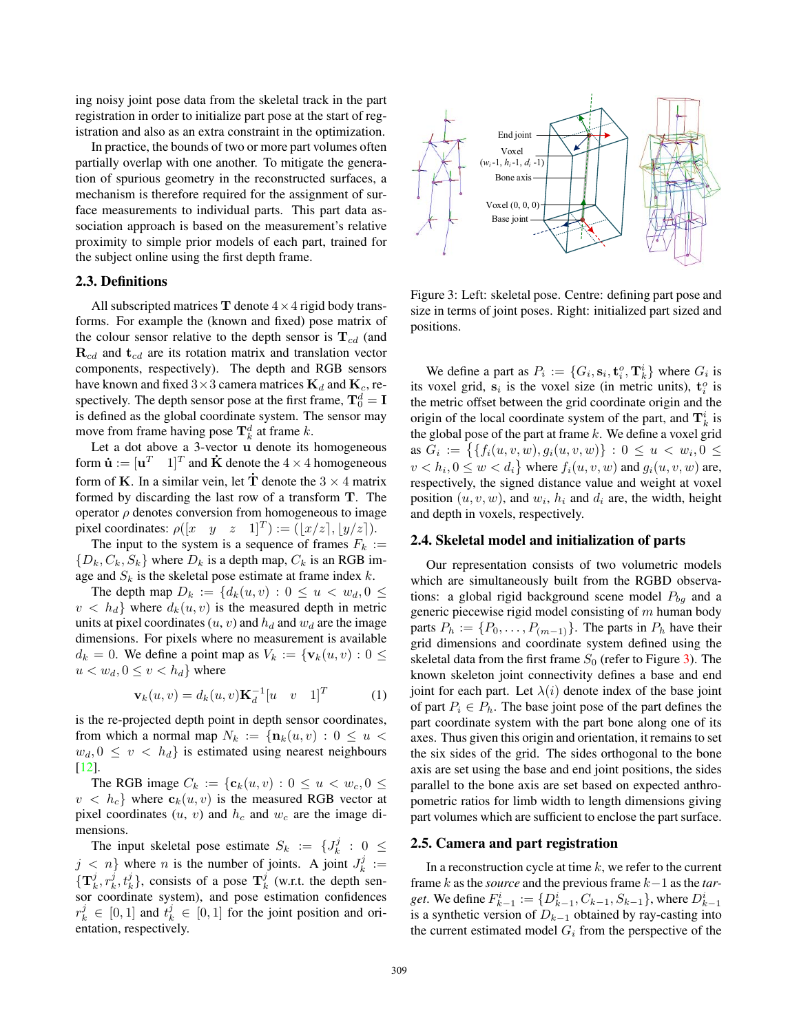ing noisy joint pose data from the skeletal track in the part registration in order to initialize part pose at the start of registration and also as an extra constraint in the optimization.

In practice, the bounds of two or more part volumes often partially overlap with one another. To mitigate the generation of spurious geometry in the reconstructed surfaces, a mechanism is therefore required for the assignment of surface measurements to individual parts. This part data association approach is based on the measurement's relative proximity to simple prior models of each part, trained for the subject online using the first depth frame.

## 2.3. Definitions

All subscripted matrices $\mathbf{T}$ denote $4\times4$ rigid body transforms. For example the (known and fixed) pose matrix of the colour sensor relative to the depth sensor is $\mathbf{T}_{cd}$ (and $\mathbf{R}_{cd}$ and $\mathbf{t}_{cd}$ are its rotation matrix and translation vector components, respectively). The depth and RGB sensors have known and fixed $3\times3$ camera matrices $\mathbf{K}_d$ and $\mathbf{K}_c$, respectively. The depth sensor pose at the first frame, $\mathbf{T}^d_0 = \mathbf{I}$ is defined as the global coordinate system. The sensor may move from frame having pose $\mathbf{T}^d_k$ at frame $k$.

Let a dot above a 3-vector $\mathbf{u}$ denote its homogeneous form $\dot{\mathbf{u}} := [\mathbf{u}^T \quad 1]^T$ and $\dot{\mathbf{K}}$ denote the $4\times4$ homogeneous form of $\mathbf{K}$. In a similar vein, let $\dot{\mathbf{T}}$ denote the $3\times4$ matrix formed by discarding the last row of a transform $\mathbf{T}$. The operator $\rho$ denotes conversion from homogeneous to image pixel coordinates: $\rho([x \quad y \quad z \quad 1]^T) := (\lfloor x/z \rceil, \lfloor y/z \rceil)$.

The input to the system is a sequence of frames $F_k := \{D_k, C_k, S_k\}$ where $D_k$ is a depth map, $C_k$ is an RGB image and $S_k$ is the skeletal pose estimate at frame index $k$.

The depth map $D_k := \{d_k(u,v) : 0 \le u < w_d, 0 \le v < h_d\}$ where $d_k(u,v)$ is the measured depth in metric units at pixel coordinates $(u, v)$ and $h_d$ and $w_d$ are the image dimensions. For pixels where no measurement is available $d_k = 0$. We define a point map as $V_k := \{\mathbf{v}_k(u,v) : 0 \le u < w_d, 0 \le v < h_d\}$ where

$$\mathbf{v}_k(u,v) = d_k(u,v)\mathbf{K}_d^{-1}[u \quad v \quad 1]^T \tag{1}$$

is the re-projected depth point in depth sensor coordinates, from which a normal map $N_k := \{\mathbf{n}_k(u,v) : 0 \le u < w_d, 0 \le v < h_d\}$ is estimated using nearest neighbours [12].

The RGB image $C_k := \{\mathbf{c}_k(u,v) : 0 \le u < w_c, 0 \le v < h_c\}$ where $\mathbf{c}_k(u,v)$ is the measured RGB vector at pixel coordinates $(u, v)$ and $h_c$ and $w_c$ are the image dimensions.

The input skeletal pose estimate $S_k := \{J^j_k : 0 \le j < n\}$ where $n$ is the number of joints. A joint $J^j_k := \{\mathbf{T}^j_k, r^j_k, t^j_k\}$, consists of a pose $\mathbf{T}^j_k$ (w.r.t. the depth sensor coordinate system), and pose estimation confidences $r^j_k \in [0,1]$ and $t^j_k \in [0,1]$ for the joint position and orientation, respectively.

Figure 3: Left: skeletal pose. Centre: defining part pose and size in terms of joint poses. Right: initialized part sized and positions.

We define a part as $P_i := \{G_i, \mathbf{s}_i, \mathbf{t}^o_i, \mathbf{T}^i_k\}$ where $G_i$ is its voxel grid, $\mathbf{s}_i$ is the voxel size (in metric units), $\mathbf{t}^o_i$ is the metric offset between the grid coordinate origin and the origin of the local coordinate system of the part, and $\mathbf{T}^i_k$ is the global pose of the part at frame $k$. We define a voxel grid as $G_i := \{\{f_i(u,v,w), g_i(u,v,w)\} : 0 \le u < w_i, 0 \le v < h_i, 0 \le w < d_i\}$ where $f_i(u,v,w)$ and $g_i(u,v,w)$ are, respectively, the signed distance value and weight at voxel position $(u,v,w)$, and $w_i$, $h_i$ and $d_i$ are, the width, height and depth in voxels, respectively.

## 2.4. Skeletal model and initialization of parts

Our representation consists of two volumetric models which are simultaneously built from the RGBD observations: a global rigid background scene model $P_{bg}$ and a generic piecewise rigid model consisting of $m$ human body parts $P_h := \{P_0, \ldots, P_{(m-1)}\}$. The parts in $P_h$ have their grid dimensions and coordinate system defined using the skeletal data from the first frame $S_0$ (refer to Figure 3). The known skeleton joint connectivity defines a base and end joint for each part. Let $\lambda(i)$ denote index of the base joint of part $P_i \in P_h$. The base joint pose of the part defines the part coordinate system with the part bone along one of its axes. Thus given this origin and orientation, it remains to set the six sides of the grid. The sides orthogonal to the bone axis are set using the base and end joint positions, the sides parallel to the bone axis are set based on expected anthropometric ratios for limb width to length dimensions giving part volumes which are sufficient to enclose the part surface.

## 2.5. Camera and part registration

In a reconstruction cycle at time $k$, we refer to the current frame $k$ as the *source* and the previous frame $k-1$ as the *target*. We define $F^i_{k-1} := \{D^i_{k-1}, C_{k-1}, S_{k-1}\}$, where $D^i_{k-1}$ is a synthetic version of $D_{k-1}$ obtained by ray-casting into the current estimated model $G_i$ from the perspective of the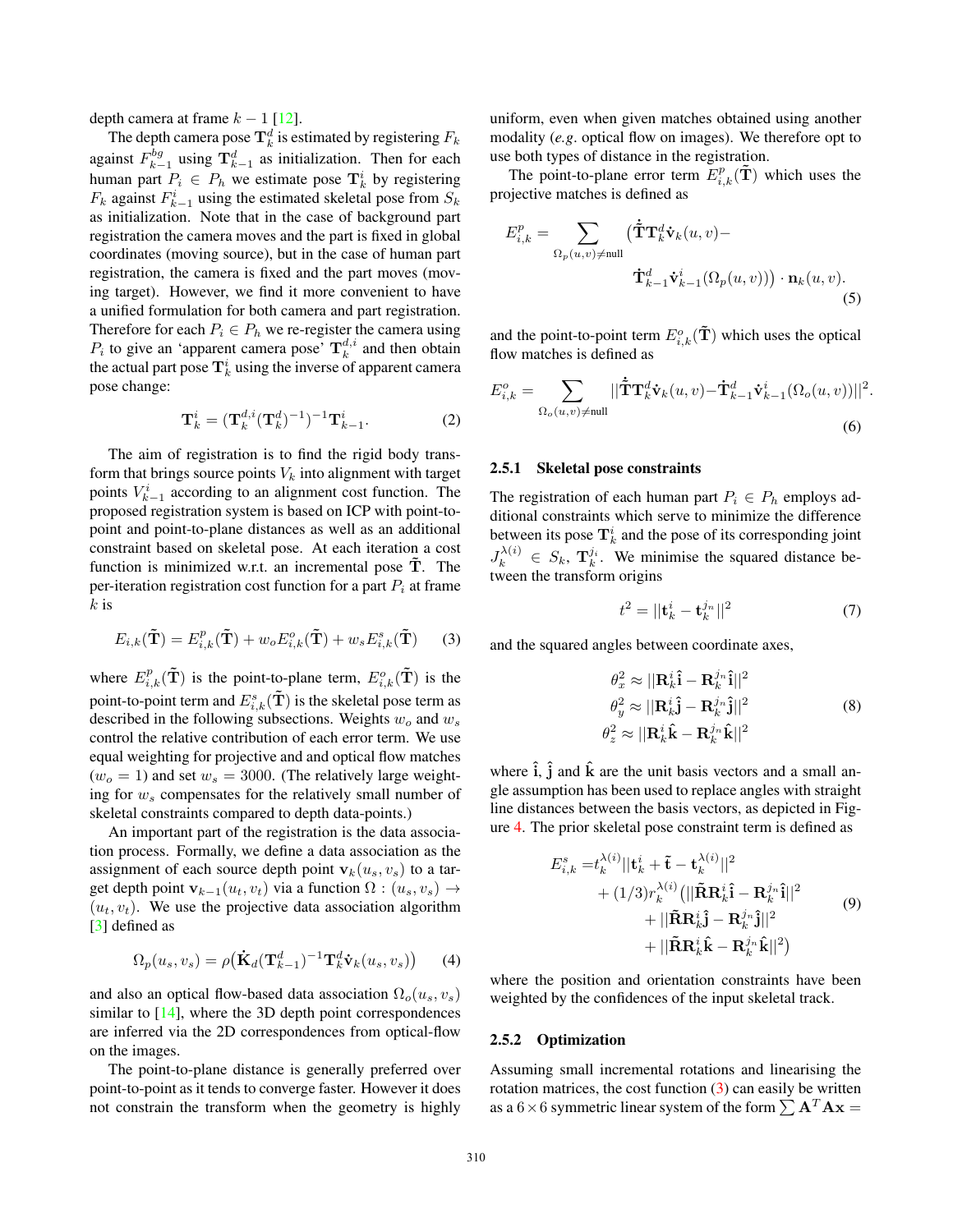depth camera at frame $k-1$ [12].

The depth camera pose $\mathbf{T}_k^d$ is estimated by registering $F_k$ against $F_{k-1}^{bg}$ using $\mathbf{T}_{k-1}^d$ as initialization. Then for each human part $P_i \in P_h$ we estimate pose $\mathbf{T}_k^i$ by registering $F_k$ against $F_{k-1}^i$ using the estimated skeletal pose from $S_k$ as initialization. Note that in the case of background part registration the camera moves and the part is fixed in global coordinates (moving source), but in the case of human part registration, the camera is fixed and the part moves (moving target). However, we find it more convenient to have a unified formulation for both camera and part registration. Therefore for each $P_i \in P_h$ we re-register the camera using $P_i$ to give an 'apparent camera pose' $\mathbf{T}_k^{d,i}$ and then obtain the actual part pose $\mathbf{T}_k^i$ using the inverse of apparent camera pose change:

$$\mathbf{T}_k^i = (\mathbf{T}_k^{d,i}(\mathbf{T}_k^d)^{-1})^{-1}\mathbf{T}_{k-1}^i. \tag{2}$$

The aim of registration is to find the rigid body transform that brings source points $V_k$ into alignment with target points $V_{k-1}^i$ according to an alignment cost function. The proposed registration system is based on ICP with point-to-point and point-to-plane distances as well as an additional constraint based on skeletal pose. At each iteration a cost function is minimized w.r.t. an incremental pose $\tilde{\mathbf{T}}$. The per-iteration registration cost function for a part $P_i$ at frame $k$ is

$$E_{i,k}(\tilde{\mathbf{T}}) = E_{i,k}^p(\tilde{\mathbf{T}}) + w_o E_{i,k}^o(\tilde{\mathbf{T}}) + w_s E_{i,k}^s(\tilde{\mathbf{T}}) \tag{3}$$

where $E_{i,k}^p(\tilde{\mathbf{T}})$ is the point-to-plane term, $E_{i,k}^o(\tilde{\mathbf{T}})$ is the point-to-point term and $E_{i,k}^s(\tilde{\mathbf{T}})$ is the skeletal pose term as described in the following subsections. Weights $w_o$ and $w_s$ control the relative contribution of each error term. We use equal weighting for projective and and optical flow matches ($w_o = 1$) and set $w_s = 3000$. (The relatively large weighting for $w_s$ compensates for the relatively small number of skeletal constraints compared to depth data-points.)

An important part of the registration is the data association process. Formally, we define a data association as the assignment of each source depth point $\mathbf{v}_k(u_s, v_s)$ to a target depth point $\mathbf{v}_{k-1}(u_t, v_t)$ via a function $\Omega : (u_s, v_s) \rightarrow (u_t, v_t)$. We use the projective data association algorithm [3] defined as

$$\Omega_p(u_s, v_s) = \rho\big(\dot{\mathbf{K}}_d(\mathbf{T}_{k-1}^d)^{-1}\mathbf{T}_k^d\dot{\mathbf{v}}_k(u_s, v_s)\big) \tag{4}$$

and also an optical flow-based data association $\Omega_o(u_s, v_s)$ similar to [14], where the 3D depth point correspondences are inferred via the 2D correspondences from optical-flow on the images.

The point-to-plane distance is generally preferred over point-to-point as it tends to converge faster. However it does not constrain the transform when the geometry is highly uniform, even when given matches obtained using another modality (*e.g.* optical flow on images). We therefore opt to use both types of distance in the registration.

The point-to-plane error term $E_{i,k}^p(\tilde{\mathbf{T}})$ which uses the projective matches is defined as

$$E_{i,k}^p = \sum_{\Omega_p(u,v) \neq \text{null}} \big(\dot{\tilde{\mathbf{T}}}\mathbf{T}_k^d\dot{\mathbf{v}}_k(u,v) - \dot{\mathbf{T}}_{k-1}^d\dot{\mathbf{v}}_{k-1}^i(\Omega_p(u,v))\big) \cdot \mathbf{n}_k(u,v). \tag{5}$$

and the point-to-point term $E_{i,k}^o(\tilde{\mathbf{T}})$ which uses the optical flow matches is defined as

$$E_{i,k}^o = \sum_{\Omega_o(u,v) \neq \text{null}} ||\dot{\tilde{\mathbf{T}}}\mathbf{T}_k^d\dot{\mathbf{v}}_k(u,v) - \dot{\mathbf{T}}_{k-1}^d\dot{\mathbf{v}}_{k-1}^i(\Omega_o(u,v))||^2. \tag{6}$$

#### 2.5.1 Skeletal pose constraints

The registration of each human part $P_i \in P_h$ employs additional constraints which serve to minimize the difference between its pose $\mathbf{T}_k^i$ and the pose of its corresponding joint $J_k^{\lambda(i)} \in S_k$, $\mathbf{T}_k^{j_i}$. We minimise the squared distance between the transform origins

$$t^2 = ||\mathbf{t}_k^i - \mathbf{t}_k^{j_n}||^2 \tag{7}$$

and the squared angles between coordinate axes,

$$\begin{aligned}
\theta_x^2 &\approx ||\mathbf{R}_k^i\hat{\mathbf{i}} - \mathbf{R}_k^{j_n}\hat{\mathbf{i}}||^2 \\
\theta_y^2 &\approx ||\mathbf{R}_k^i\hat{\mathbf{j}} - \mathbf{R}_k^{j_n}\hat{\mathbf{j}}||^2 \\
\theta_z^2 &\approx ||\mathbf{R}_k^i\hat{\mathbf{k}} - \mathbf{R}_k^{j_n}\hat{\mathbf{k}}||^2
\end{aligned} \tag{8}$$

where $\hat{\mathbf{i}}$, $\hat{\mathbf{j}}$ and $\hat{\mathbf{k}}$ are the unit basis vectors and a small angle assumption has been used to replace angles with straight line distances between the basis vectors, as depicted in Figure 4. The prior skeletal pose constraint term is defined as

$$\begin{aligned}
E_{i,k}^s = & t_k^{\lambda(i)}||\mathbf{t}_k^i + \tilde{\mathbf{t}} - \mathbf{t}_k^{\lambda(i)}||^2 \\
& + (1/3)r_k^{\lambda(i)}\big(||\tilde{\mathbf{R}}\mathbf{R}_k^i\hat{\mathbf{i}} - \mathbf{R}_k^{j_n}\hat{\mathbf{i}}||^2 \\
& \quad + ||\tilde{\mathbf{R}}\mathbf{R}_k^i\hat{\mathbf{j}} - \mathbf{R}_k^{j_n}\hat{\mathbf{j}}||^2 \\
& \quad + ||\tilde{\mathbf{R}}\mathbf{R}_k^i\hat{\mathbf{k}} - \mathbf{R}_k^{j_n}\hat{\mathbf{k}}||^2\big)
\end{aligned} \tag{9}$$

where the position and orientation constraints have been weighted by the confidences of the input skeletal track.

#### 2.5.2 Optimization

Assuming small incremental rotations and linearising the rotation matrices, the cost function (3) can easily be written as a $6 \times 6$ symmetric linear system of the form $\sum \mathbf{A}^T\mathbf{A}\mathbf{x} =$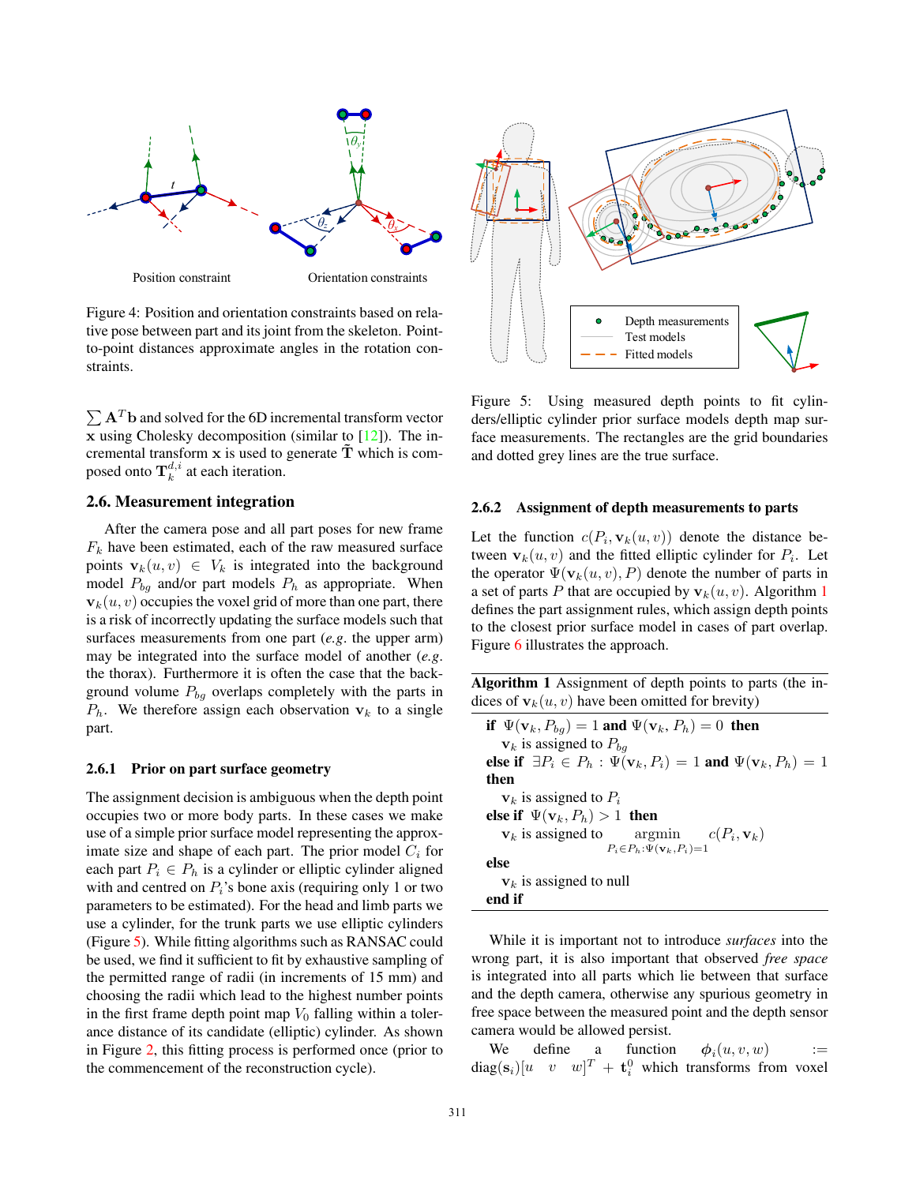Position constraint     Orientation constraints

Figure 4: Position and orientation constraints based on relative pose between part and its joint from the skeleton. Point-to-point distances approximate angles in the rotation constraints.

$\sum \mathbf{A}^T\mathbf{b}$ and solved for the 6D incremental transform vector $\mathbf{x}$ using Cholesky decomposition (similar to [12]). The incremental transform $\mathbf{x}$ is used to generate $\tilde{\mathbf{T}}$ which is composed onto $\mathbf{T}_k^{d,i}$ at each iteration.

## 2.6. Measurement integration

After the camera pose and all part poses for new frame $F_k$ have been estimated, each of the raw measured surface points $\mathbf{v}_k(u,v) \in V_k$ is integrated into the background model $P_{bg}$ and/or part models $P_h$ as appropriate. When $\mathbf{v}_k(u,v)$ occupies the voxel grid of more than one part, there is a risk of incorrectly updating the surface models such that surfaces measurements from one part (*e.g.* the upper arm) may be integrated into the surface model of another (*e.g.* the thorax). Furthermore it is often the case that the background volume $P_{bg}$ overlaps completely with the parts in $P_h$. We therefore assign each observation $\mathbf{v}_k$ to a single part.

### 2.6.1 Prior on part surface geometry

The assignment decision is ambiguous when the depth point occupies two or more body parts. In these cases we make use of a simple prior surface model representing the approximate size and shape of each part. The prior model $C_i$ for each part $P_i \in P_h$ is a cylinder or elliptic cylinder aligned with and centred on $P_i$'s bone axis (requiring only 1 or two parameters to be estimated). For the head and limb parts we use a cylinder, for the trunk parts we use elliptic cylinders (Figure 5). While fitting algorithms such as RANSAC could be used, we find it sufficient to fit by exhaustive sampling of the permitted range of radii (in increments of 15 mm) and choosing the radii which lead to the highest number points in the first frame depth point map $V_0$ falling within a tolerance distance of its candidate (elliptic) cylinder. As shown in Figure 2, this fitting process is performed once (prior to the commencement of the reconstruction cycle).

Depth measurements
Test models
Fitted models

Figure 5: Using measured depth points to fit cylinders/elliptic cylinder prior surface models depth map surface measurements. The rectangles are the grid boundaries and dotted grey lines are the true surface.

### 2.6.2 Assignment of depth measurements to parts

Let the function $c(P_i, \mathbf{v}_k(u,v))$ denote the distance between $\mathbf{v}_k(u,v)$ and the fitted elliptic cylinder for $P_i$. Let the operator $\Psi(\mathbf{v}_k(u,v), P)$ denote the number of parts in a set of parts $P$ that are occupied by $\mathbf{v}_k(u,v)$. Algorithm 1 defines the part assignment rules, which assign depth points to the closest prior surface model in cases of part overlap. Figure 6 illustrates the approach.

**Algorithm 1** Assignment of depth points to parts (the indices of $\mathbf{v}_k(u,v)$ have been omitted for brevity)

```
if Ψ(v_k, P_bg) = 1 and Ψ(v_k, P_h) = 0 then
    v_k is assigned to P_bg
else if ∃P_i ∈ P_h : Ψ(v_k, P_i) = 1 and Ψ(v_k, P_h) = 1 then
    v_k is assigned to P_i
else if Ψ(v_k, P_h) > 1 then
    v_k is assigned to argmin_{P_i ∈ P_h : Ψ(v_k, P_i)=1} c(P_i, v_k)
else
    v_k is assigned to null
end if
```

While it is important not to introduce *surfaces* into the wrong part, it is also important that observed *free space* is integrated into all parts which lie between that surface and the depth camera, otherwise any spurious geometry in free space between the measured point and the depth sensor camera would be allowed persist.

We define a function $\boldsymbol{\phi}_i(u,v,w) := \text{diag}(\mathbf{s}_i)[u \quad v \quad w]^T + \mathbf{t}_i^0$ which transforms from voxel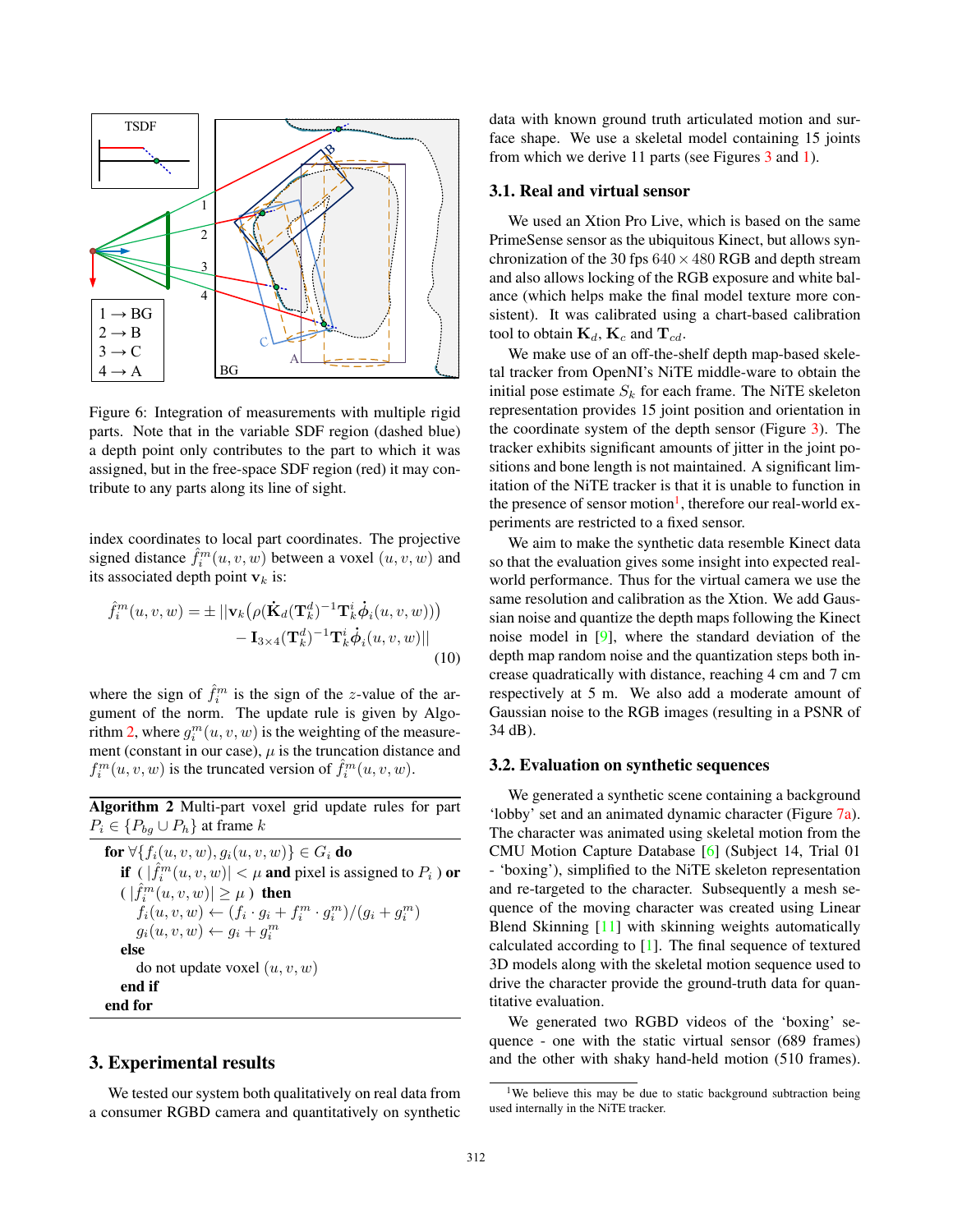Figure 6: Integration of measurements with multiple rigid parts. Note that in the variable SDF region (dashed blue) a depth point only contributes to the part to which it was assigned, but in the free-space SDF region (red) it may contribute to any parts along its line of sight.

index coordinates to local part coordinates. The projective signed distance $\hat{f}_i^m(u,v,w)$ between a voxel $(u,v,w)$ and its associated depth point $\mathbf{v}_k$ is:

$$\hat{f}_i^m(u,v,w) = \pm \,||\mathbf{v}_k\big(\rho(\dot{\mathbf{K}}_d(\mathbf{T}_k^d)^{-1}\mathbf{T}_k^i\dot{\boldsymbol{\phi}}_i(u,v,w))\big) - \mathbf{I}_{3\times 4}(\mathbf{T}_k^d)^{-1}\mathbf{T}_k^i\dot{\boldsymbol{\phi}}_i(u,v,w)|| \tag{10}$$

where the sign of $\hat{f}_i^m$ is the sign of the $z$-value of the argument of the norm. The update rule is given by Algorithm 2, where $g_i^m(u,v,w)$ is the weighting of the measurement (constant in our case), $\mu$ is the truncation distance and $f_i^m(u,v,w)$ is the truncated version of $\hat{f}_i^m(u,v,w)$.

**Algorithm 2** Multi-part voxel grid update rules for part $P_i \in \{P_{bg} \cup P_h\}$ at frame $k$

```
for ∀{f_i(u,v,w), g_i(u,v,w)} ∈ G_i do
    if ( |f̂_i^m(u,v,w)| < μ and pixel is assigned to P_i ) or
    ( |f̂_i^m(u,v,w)| ≥ μ ) then
        f_i(u,v,w) ← (f_i · g_i + f_i^m · g_i^m)/(g_i + g_i^m)
        g_i(u,v,w) ← g_i + g_i^m
    else
        do not update voxel (u,v,w)
    end if
end for
```

# 3. Experimental results

We tested our system both qualitatively on real data from a consumer RGBD camera and quantitatively on synthetic data with known ground truth articulated motion and surface shape. We use a skeletal model containing 15 joints from which we derive 11 parts (see Figures 3 and 1).

## 3.1. Real and virtual sensor

We used an Xtion Pro Live, which is based on the same PrimeSense sensor as the ubiquitous Kinect, but allows synchronization of the 30 fps $640 \times 480$ RGB and depth stream and also allows locking of the RGB exposure and white balance (which helps make the final model texture more consistent). It was calibrated using a chart-based calibration tool to obtain $\mathbf{K}_d$, $\mathbf{K}_c$ and $\mathbf{T}_{cd}$.

We make use of an off-the-shelf depth map-based skeletal tracker from OpenNI's NiTE middle-ware to obtain the initial pose estimate $S_k$ for each frame. The NiTE skeleton representation provides 15 joint position and orientation in the coordinate system of the depth sensor (Figure 3). The tracker exhibits significant amounts of jitter in the joint positions and bone length is not maintained. A significant limitation of the NiTE tracker is that it is unable to function in the presence of sensor motion[1], therefore our real-world experiments are restricted to a fixed sensor.

We aim to make the synthetic data resemble Kinect data so that the evaluation gives some insight into expected real-world performance. Thus for the virtual camera we use the same resolution and calibration as the Xtion. We add Gaussian noise and quantize the depth maps following the Kinect noise model in [9], where the standard deviation of the depth map random noise and the quantization steps both increase quadratically with distance, reaching 4 cm and 7 cm respectively at 5 m. We also add a moderate amount of Gaussian noise to the RGB images (resulting in a PSNR of 34 dB).

## 3.2. Evaluation on synthetic sequences

We generated a synthetic scene containing a background 'lobby' set and an animated dynamic character (Figure 7a). The character was animated using skeletal motion from the CMU Motion Capture Database [6] (Subject 14, Trial 01 - 'boxing'), simplified to the NiTE skeleton representation and re-targeted to the character. Subsequently a mesh sequence of the moving character was created using Linear Blend Skinning [11] with skinning weights automatically calculated according to [1]. The final sequence of textured 3D models along with the skeletal motion sequence used to drive the character provide the ground-truth data for quantitative evaluation.

We generated two RGBD videos of the 'boxing' sequence - one with the static virtual sensor (689 frames) and the other with shaky hand-held motion (510 frames).

[1] We believe this may be due to static background subtraction being used internally in the NiTE tracker.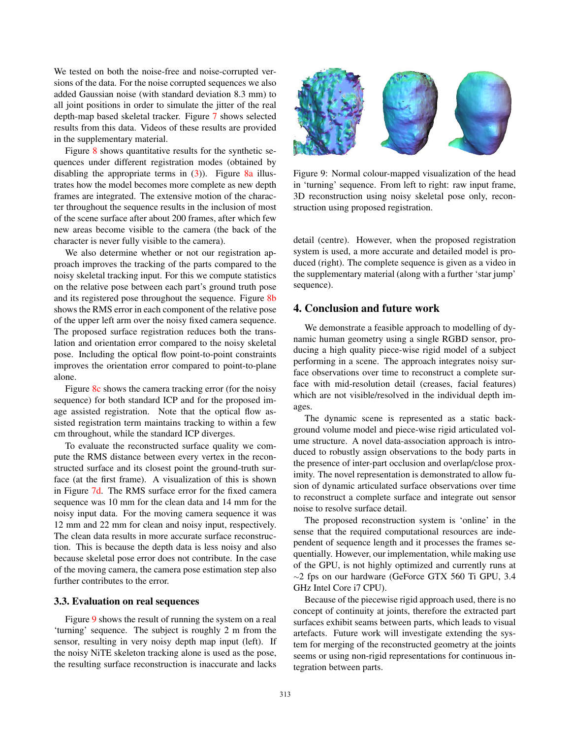We tested on both the noise-free and noise-corrupted versions of the data. For the noise corrupted sequences we also added Gaussian noise (with standard deviation 8.3 mm) to all joint positions in order to simulate the jitter of the real depth-map based skeletal tracker. Figure 7 shows selected results from this data. Videos of these results are provided in the supplementary material.

Figure 8 shows quantitative results for the synthetic sequences under different registration modes (obtained by disabling the appropriate terms in (3)). Figure 8a illustrates how the model becomes more complete as new depth frames are integrated. The extensive motion of the character throughout the sequence results in the inclusion of most of the scene surface after about 200 frames, after which few new areas become visible to the camera (the back of the character is never fully visible to the camera).

We also determine whether or not our registration approach improves the tracking of the parts compared to the noisy skeletal tracking input. For this we compute statistics on the relative pose between each part's ground truth pose and its registered pose throughout the sequence. Figure 8b shows the RMS error in each component of the relative pose of the upper left arm over the noisy fixed camera sequence. The proposed surface registration reduces both the translation and orientation error compared to the noisy skeletal pose. Including the optical flow point-to-point constraints improves the orientation error compared to point-to-plane alone.

Figure 8c shows the camera tracking error (for the noisy sequence) for both standard ICP and for the proposed image assisted registration. Note that the optical flow assisted registration term maintains tracking to within a few cm throughout, while the standard ICP diverges.

To evaluate the reconstructed surface quality we compute the RMS distance between every vertex in the reconstructed surface and its closest point the ground-truth surface (at the first frame). A visualization of this is shown in Figure 7d. The RMS surface error for the fixed camera sequence was 10 mm for the clean data and 14 mm for the noisy input data. For the moving camera sequence it was 12 mm and 22 mm for clean and noisy input, respectively. The clean data results in more accurate surface reconstruction. This is because the depth data is less noisy and also because skeletal pose error does not contribute. In the case of the moving camera, the camera pose estimation step also further contributes to the error.

### 3.3. Evaluation on real sequences

Figure 9 shows the result of running the system on a real 'turning' sequence. The subject is roughly 2 m from the sensor, resulting in very noisy depth map input (left). If the noisy NiTE skeleton tracking alone is used as the pose, the resulting surface reconstruction is inaccurate and lacks detail (centre). However, when the proposed registration system is used, a more accurate and detailed model is produced (right). The complete sequence is given as a video in the supplementary material (along with a further 'star jump' sequence).

Figure 9: Normal colour-mapped visualization of the head in 'turning' sequence. From left to right: raw input frame, 3D reconstruction using noisy skeletal pose only, reconstruction using proposed registration.

## 4. Conclusion and future work

We demonstrate a feasible approach to modelling of dynamic human geometry using a single RGBD sensor, producing a high quality piece-wise rigid model of a subject performing in a scene. The approach integrates noisy surface observations over time to reconstruct a complete surface with mid-resolution detail (creases, facial features) which are not visible/resolved in the individual depth images.

The dynamic scene is represented as a static background volume model and piece-wise rigid articulated volume structure. A novel data-association approach is introduced to robustly assign observations to the body parts in the presence of inter-part occlusion and overlap/close proximity. The novel representation is demonstrated to allow fusion of dynamic articulated surface observations over time to reconstruct a complete surface and integrate out sensor noise to resolve surface detail.

The proposed reconstruction system is 'online' in the sense that the required computational resources are independent of sequence length and it processes the frames sequentially. However, our implementation, while making use of the GPU, is not highly optimized and currently runs at $\sim$2 fps on our hardware (GeForce GTX 560 Ti GPU, 3.4 GHz Intel Core i7 CPU).

Because of the piecewise rigid approach used, there is no concept of continuity at joints, therefore the extracted part surfaces exhibit seams between parts, which leads to visual artefacts. Future work will investigate extending the system for merging of the reconstructed geometry at the joints seems or using non-rigid representations for continuous integration between parts.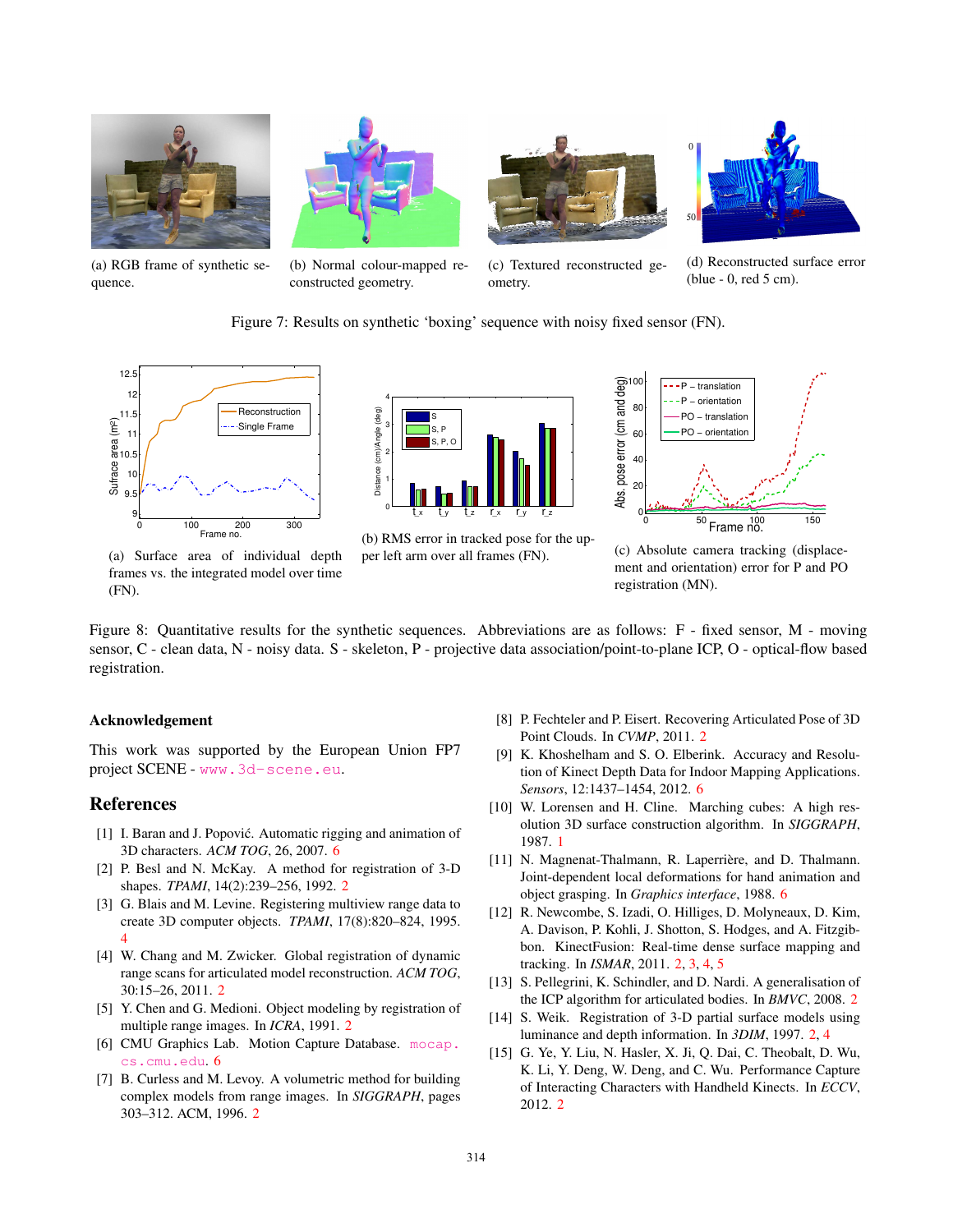(a) RGB frame of synthetic sequence.

(b) Normal colour-mapped reconstructed geometry.

(c) Textured reconstructed geometry.

0

50

(d) Reconstructed surface error (blue - 0, red 5 cm).

Figure 7: Results on synthetic 'boxing' sequence with noisy fixed sensor (FN).

Surface area (m²)

12.5
12
11.5
11
10.5
10
9.5
9

0
100
200
300

Frame no.

Reconstruction
Single Frame

(a) Surface area of individual depth frames vs. the integrated model over time (FN).

Distance (cm)/Angle (deg)

4
3
2
1
0

S
S, P
S, P, O

t_x t_y t_z r_x r_y r_z

(b) RMS error in tracked pose for the upper left arm over all frames (FN).

Abs. pose error (cm and deg)

100
80
60
40
20
0

P – translation
P – orientation
PO – translation
PO – orientation

0
50
100
150

Frame no.

(c) Absolute camera tracking (displacement and orientation) error for P and PO registration (MN).

Figure 8: Quantitative results for the synthetic sequences. Abbreviations are as follows: F - fixed sensor, M - moving sensor, C - clean data, N - noisy data. S - skeleton, P - projective data association/point-to-plane ICP, O - optical-flow based registration.

### Acknowledgement

This work was supported by the European Union FP7 project SCENE - www.3d-scene.eu.

## References

[1] I. Baran and J. Popović. Automatic rigging and animation of 3D characters. *ACM TOG*, 26, 2007. 6

[2] P. Besl and N. McKay. A method for registration of 3-D shapes. *TPAMI*, 14(2):239–256, 1992. 2

[3] G. Blais and M. Levine. Registering multiview range data to create 3D computer objects. *TPAMI*, 17(8):820–824, 1995. 4

[4] W. Chang and M. Zwicker. Global registration of dynamic range scans for articulated model reconstruction. *ACM TOG*, 30:15–26, 2011. 2

[5] Y. Chen and G. Medioni. Object modeling by registration of multiple range images. In *ICRA*, 1991. 2

[6] CMU Graphics Lab. Motion Capture Database. mocap.cs.cmu.edu. 6

[7] B. Curless and M. Levoy. A volumetric method for building complex models from range images. In *SIGGRAPH*, pages 303–312. ACM, 1996. 2

[8] P. Fechteler and P. Eisert. Recovering Articulated Pose of 3D Point Clouds. In *CVMP*, 2011. 2

[9] K. Khoshelham and S. O. Elberink. Accuracy and Resolution of Kinect Depth Data for Indoor Mapping Applications. *Sensors*, 12:1437–1454, 2012. 6

[10] W. Lorensen and H. Cline. Marching cubes: A high resolution 3D surface construction algorithm. In *SIGGRAPH*, 1987. 1

[11] N. Magnenat-Thalmann, R. Laperrière, and D. Thalmann. Joint-dependent local deformations for hand animation and object grasping. In *Graphics interface*, 1988. 6

[12] R. Newcombe, S. Izadi, O. Hilliges, D. Molyneaux, D. Kim, A. Davison, P. Kohli, J. Shotton, S. Hodges, and A. Fitzgibbon. KinectFusion: Real-time dense surface mapping and tracking. In *ISMAR*, 2011. 2, 3, 4, 5

[13] S. Pellegrini, K. Schindler, and D. Nardi. A generalisation of the ICP algorithm for articulated bodies. In *BMVC*, 2008. 2

[14] S. Weik. Registration of 3-D partial surface models using luminance and depth information. In *3DIM*, 1997. 2, 4

[15] G. Ye, Y. Liu, N. Hasler, X. Ji, Q. Dai, C. Theobalt, D. Wu, K. Li, Y. Deng, W. Deng, and C. Wu. Performance Capture of Interacting Characters with Handheld Kinects. In *ECCV*, 2012. 2